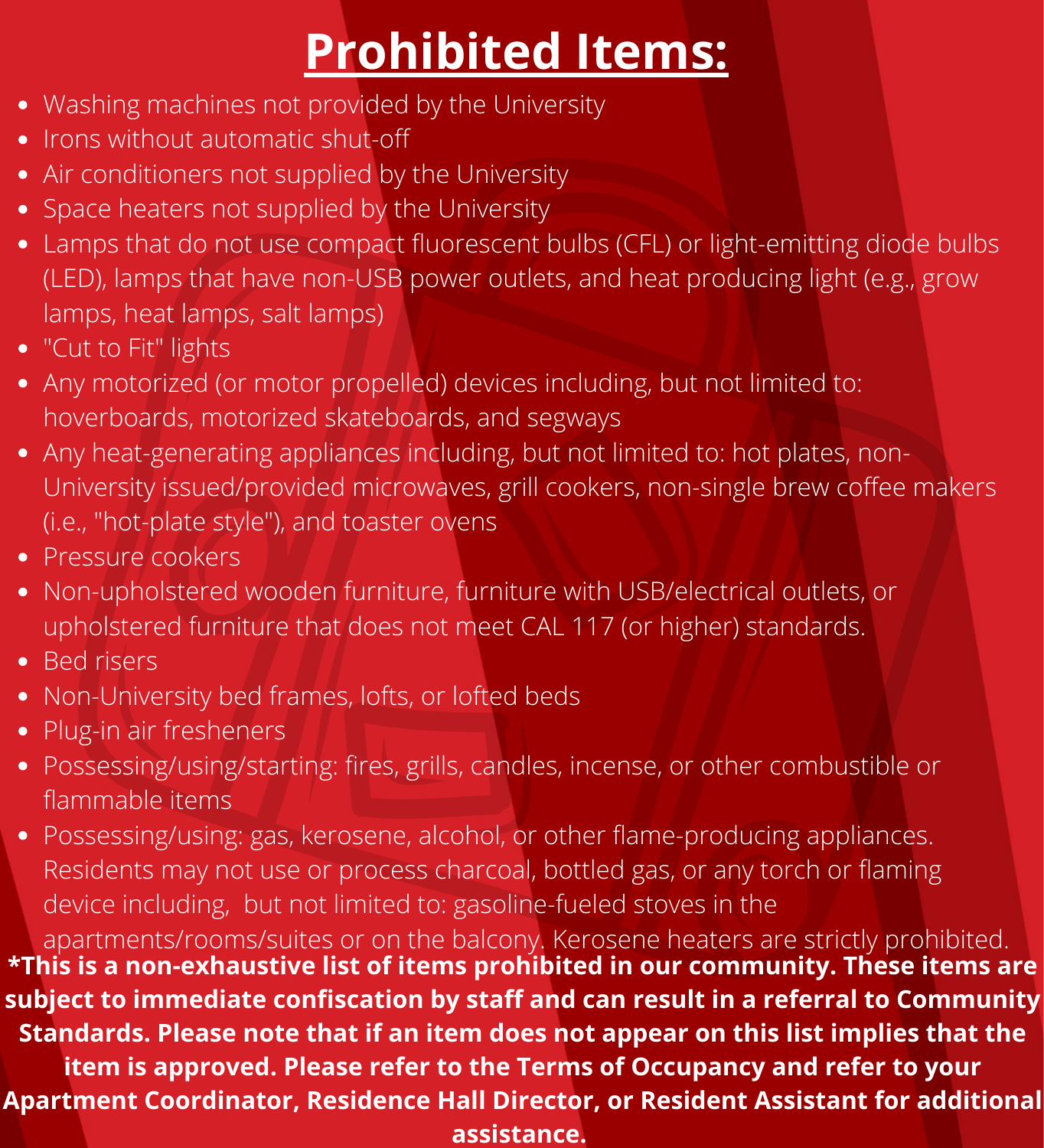# Prohibited Items:

- Washing machines not provided by the University
- Irons without automatic shut-off
- Air conditioners not supplied by the University
- Space heaters not supplied by the University
- Lamps that do not use compact fluorescent bulbs (CFL) or light-emitting diode bulbs (LED), lamps that have non-USB power outlets, and heat producing light (e.g., grow lamps, heat lamps, salt lamps)
- "Cut to Fit" lights
- Any motorized (or motor propelled) devices including, but not limited to: hoverboards, motorized skateboards, and segways
- Any heat-generating appliances including, but not limited to: hot plates, non-University issued/provided microwaves, grill cookers, non-single brew coffee makers (i.e., "hot-plate style"), and toaster ovens
- Pressure cookers
- Non-upholstered wooden furniture, furniture with USB/electrical outlets, or upholstered furniture that does not meet CAL 117 (or higher) standards.
- Bed risers
- Non-University bed frames, lofts, or lofted beds
- Plug-in air fresheners
- Possessing/using/starting: fires, grills, candles, incense, or other combustible or flammable items
- Possessing/using: gas, kerosene, alcohol, or other flame-producing appliances. Residents may not use or process charcoal, bottled gas, or any torch or flaming device including, but not limited to: gasoline-fueled stoves in the apartments/rooms/suites or on the balcony. Kerosene heaters are strictly prohibited.

**\*This is a non-exhaustive list of items prohibited in our community. These items are subject to immediate confiscation by staff and can result in a referral to Community Standards. Please note that if an item does not appear on this list implies that the item is approved. Please refer to the Terms of Occupancy and refer to your Apartment Coordinator, Residence Hall Director, or Resident Assistant for additional assistance.**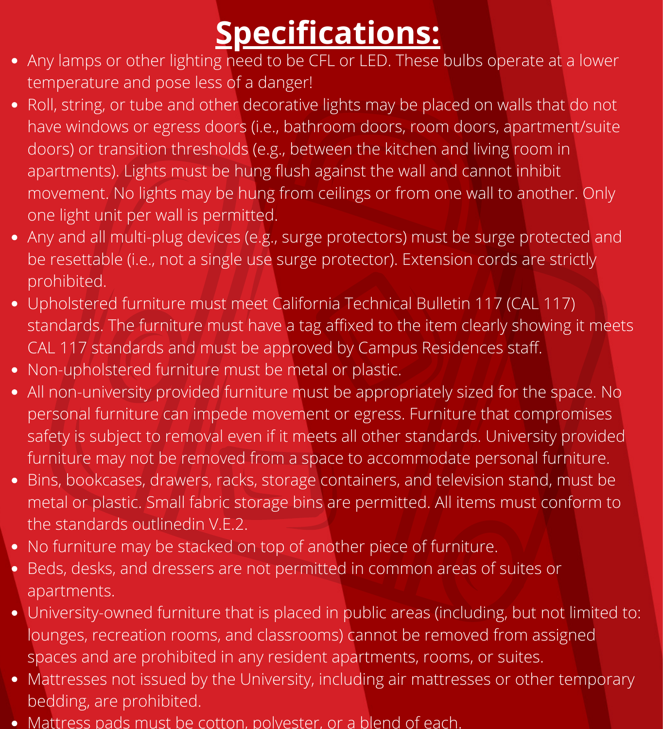# Specifications:

- Any lamps or other lighting need to be CFL or LED. These bulbs operate at a lower temperature and pose less of a danger!
- Roll, string, or tube and other decorative lights may be placed on walls that do not have windows or egress doors (i.e., bathroom doors, room doors, apartment/suite doors) or transition thresholds (e.g., between the kitchen and living room in apartments). Lights must be hung flush against the wall and cannot inhibit movement. No lights may be hung from ceilings or from one wall to another. Only one light unit per wall is permitted.
- Any and all multi-plug devices (e.g., surge protectors) must be surge protected and be resettable (i.e., not a single use surge protector). Extension cords are strictly prohibited.
- Upholstered furniture must meet California Technical Bulletin 117 (CAL 117) standards. The furniture must have a tag affixed to the item clearly showing it meets CAL 117 standards and must be approved by Campus Residences staff.
- Non-upholstered furniture must be metal or plastic.
- All non-university provided furniture must be appropriately sized for the space. No personal furniture can impede movement or egress. Furniture that compromises safety is subject to removal even if it meets all other standards. University provided furniture may not be removed from a space to accommodate personal furniture.
- Bins, bookcases, drawers, racks, storage containers, and television stand, must be metal or plastic. Small fabric storage bins are permitted. All items must conform to the standards outlinedin V.E.2.
- No furniture may be stacked on top of another piece of furniture.
- Beds, desks, and dressers are not permitted in common areas of suites or apartments.
- University-owned furniture that is placed in public areas (including, but not limited to: lounges, recreation rooms, and classrooms) cannot be removed from assigned spaces and are prohibited in any resident apartments, rooms, or suites.
- Mattresses not issued by the University, including air mattresses or other temporary bedding, are prohibited.
- Mattress pads must be cotton, polyester, or a blend of each.